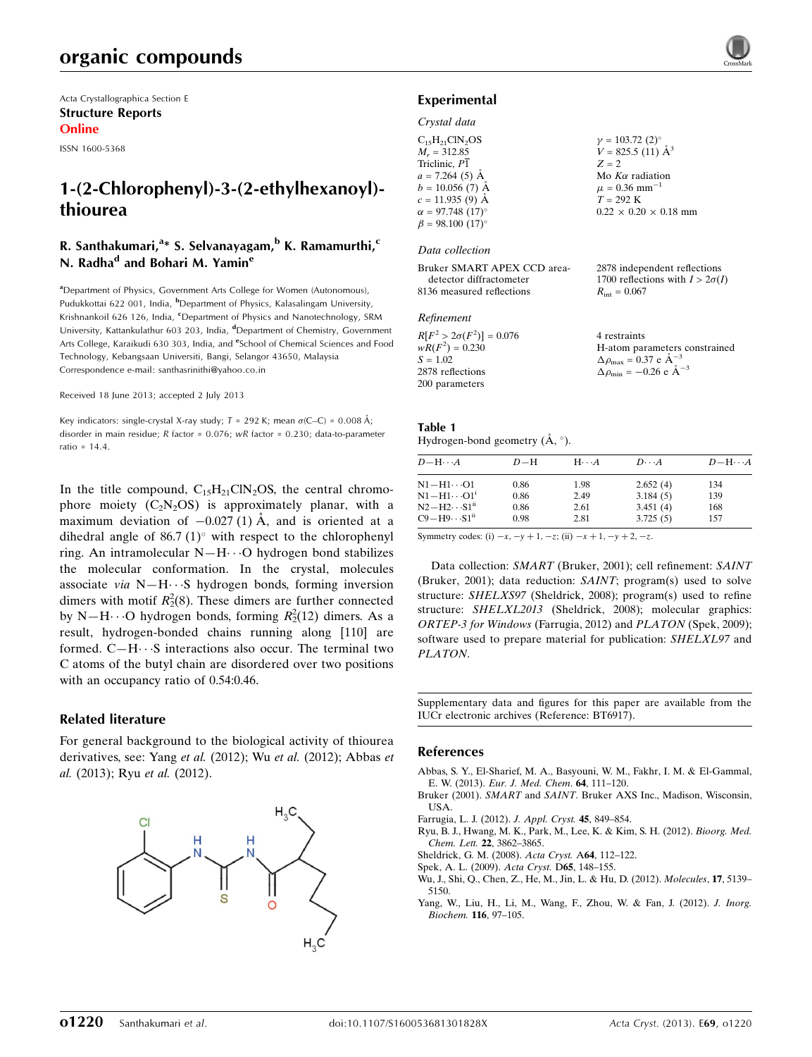Acta Crystallographica Section E
**Structure Reports Online**

ISSN 1600-5368

# 1-(2-Chlorophenyl)-3-(2-ethylhexanoyl)-thiourea

**R. Santhakumari,[a]* S. Selvanayagam,[b] K. Ramamurthi,[c] N. Radha[d] and Bohari M. Yamin[e]**

[a]Department of Physics, Government Arts College for Women (Autonomous), Pudukkottai 622 001, India, [b]Department of Physics, Kalasalingam University, Krishnankoil 626 126, India, [c]Department of Physics and Nanotechnology, SRM University, Kattankulathur 603 203, India, [d]Department of Chemistry, Government Arts College, Karaikudi 630 303, India, and [e]School of Chemical Sciences and Food Technology, Kebangsaan Universiti, Bangi, Selangor 43650, Malaysia
Correspondence e-mail: santhasrinithi@yahoo.co.in

Received 18 June 2013; accepted 2 July 2013

Key indicators: single-crystal X-ray study; $T$ = 292 K; mean $\sigma$(C–C) = 0.008 Å; disorder in main residue; $R$ factor = 0.076; $wR$ factor = 0.230; data-to-parameter ratio = 14.4.

In the title compound, $C_{15}H_{21}ClN_2OS$, the central chromophore moiety ($C_2N_2OS$) is approximately planar, with a maximum deviation of −0.027 (1) Å, and is oriented at a dihedral angle of 86.7 (1)° with respect to the chlorophenyl ring. An intramolecular N—H⋯O hydrogen bond stabilizes the molecular conformation. In the crystal, molecules associate *via* N—H⋯S hydrogen bonds, forming inversion dimers with motif $R_2^2(8)$. These dimers are further connected by N—H⋯O hydrogen bonds, forming $R_2^2(12)$ dimers. As a result, hydrogen-bonded chains running along [110] are formed. C—H⋯S interactions also occur. The terminal two C atoms of the butyl chain are disordered over two positions with an occupancy ratio of 0.54:0.46.

## Related literature

For general background to the biological activity of thiourea derivatives, see: Yang *et al.* (2012); Wu *et al.* (2012); Abbas *et al.* (2013); Ryu *et al.* (2012).

## Experimental

### Crystal data

$C_{15}H_{21}ClN_2OS$
$M_r$ = 312.85
Triclinic, $P\overline{1}$
$a$ = 7.264 (5) Å
$b$ = 10.056 (7) Å
$c$ = 11.935 (9) Å
$\alpha$ = 97.748 (17)°
$\beta$ = 98.100 (17)°
$\gamma$ = 103.72 (2)°
$V$ = 825.5 (11) Å$^3$
$Z$ = 2
Mo $K\alpha$ radiation
$\mu$ = 0.36 mm$^{-1}$
$T$ = 292 K
0.22 × 0.20 × 0.18 mm

### Data collection

Bruker SMART APEX CCD area-detector diffractometer
8136 measured reflections
2878 independent reflections
1700 reflections with $I > 2\sigma(I)$
$R_{int}$ = 0.067

### Refinement

$R[F^2 > 2\sigma(F^2)]$ = 0.076
$wR(F^2)$ = 0.230
$S$ = 1.02
2878 reflections
200 parameters
4 restraints
H-atom parameters constrained
$\Delta\rho_{max}$ = 0.37 e Å$^{-3}$
$\Delta\rho_{min}$ = −0.26 e Å$^{-3}$

**Table 1**
Hydrogen-bond geometry (Å, °).

| $D$—H⋯$A$ | $D$—H | H⋯$A$ | $D$⋯$A$ | $D$—H⋯$A$ |
|---|---|---|---|---|
| N1—H1⋯O1 | 0.86 | 1.98 | 2.652 (4) | 134 |
| N1—H1⋯O1$^{i}$ | 0.86 | 2.49 | 3.184 (5) | 139 |
| N2—H2⋯S1$^{ii}$ | 0.86 | 2.61 | 3.451 (4) | 168 |
| C9—H9⋯S1$^{ii}$ | 0.98 | 2.81 | 3.725 (5) | 157 |

Symmetry codes: (i) $-x, -y+1, -z$; (ii) $-x+1, -y+2, -z$.

Data collection: *SMART* (Bruker, 2001); cell refinement: *SAINT* (Bruker, 2001); data reduction: *SAINT*; program(s) used to solve structure: *SHELXS97* (Sheldrick, 2008); program(s) used to refine structure: *SHELXL2013* (Sheldrick, 2008); molecular graphics: *ORTEP-3 for Windows* (Farrugia, 2012) and *PLATON* (Spek, 2009); software used to prepare material for publication: *SHELXL97* and *PLATON*.

Supplementary data and figures for this paper are available from the IUCr electronic archives (Reference: BT6917).

## References

Abbas, S. Y., El-Sharief, M. A., Basyouni, W. M., Fakhr, I. M. & El-Gammal, E. W. (2013). *Eur. J. Med. Chem.* **64**, 111–120.
Bruker (2001). *SMART* and *SAINT*. Bruker AXS Inc., Madison, Wisconsin, USA.
Farrugia, L. J. (2012). *J. Appl. Cryst.* **45**, 849–854.
Ryu, B. J., Hwang, M. K., Park, M., Lee, K. & Kim, S. H. (2012). *Bioorg. Med. Chem. Lett.* **22**, 3862–3865.
Sheldrick, G. M. (2008). *Acta Cryst.* A**64**, 112–122.
Spek, A. L. (2009). *Acta Cryst.* D**65**, 148–155.
Wu, J., Shi, Q., Chen, Z., He, M., Jin, L. & Hu, D. (2012). *Molecules*, **17**, 5139–5150.
Yang, W., Liu, H., Li, M., Wang, F., Zhou, W. & Fan, J. (2012). *J. Inorg. Biochem.* **116**, 97–105.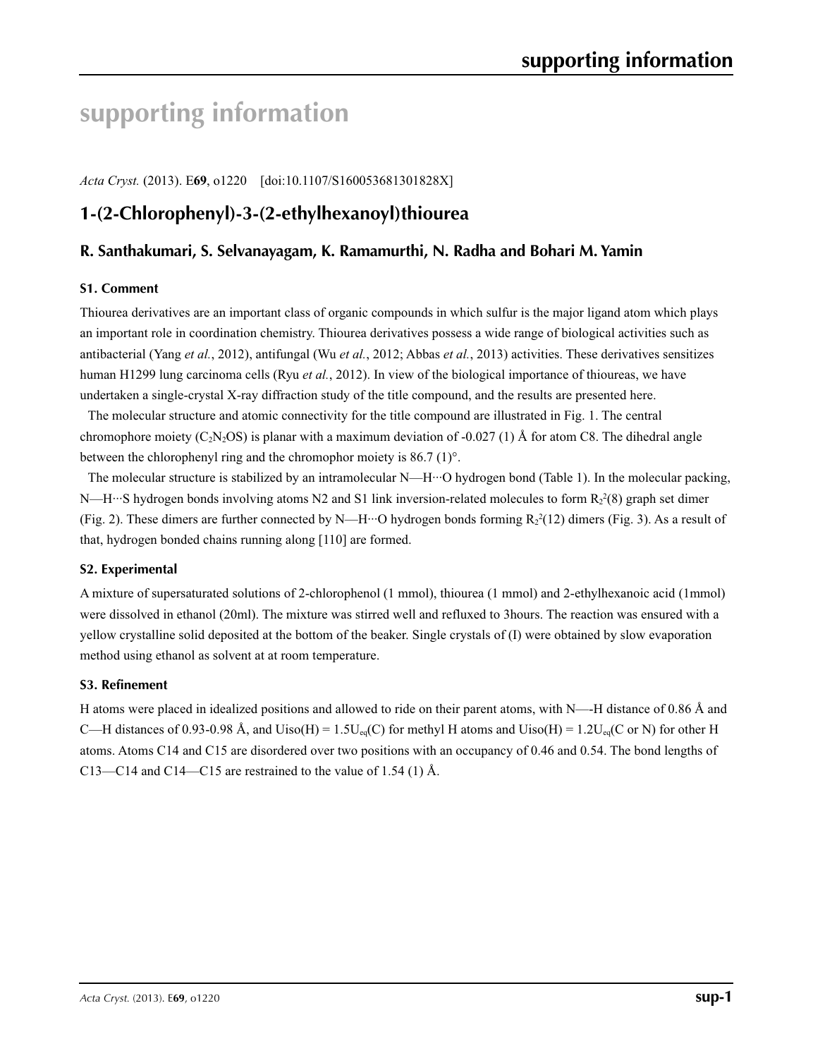# supporting information

*Acta Cryst.* (2013). E**69**, o1220 [doi:10.1107/S160053681301828X]

## 1-(2-Chlorophenyl)-3-(2-ethylhexanoyl)thiourea

### R. Santhakumari, S. Selvanayagam, K. Ramamurthi, N. Radha and Bohari M. Yamin

#### S1. Comment

Thiourea derivatives are an important class of organic compounds in which sulfur is the major ligand atom which plays an important role in coordination chemistry. Thiourea derivatives possess a wide range of biological activities such as antibacterial (Yang *et al.*, 2012), antifungal (Wu *et al.*, 2012; Abbas *et al.*, 2013) activities. These derivatives sensitizes human H1299 lung carcinoma cells (Ryu *et al.*, 2012). In view of the biological importance of thioureas, we have undertaken a single-crystal X-ray diffraction study of the title compound, and the results are presented here.

The molecular structure and atomic connectivity for the title compound are illustrated in Fig. 1. The central chromophore moiety ($C_2N_2OS$) is planar with a maximum deviation of -0.027 (1) Å for atom C8. The dihedral angle between the chlorophenyl ring and the chromophor moiety is 86.7 (1)°.

The molecular structure is stabilized by an intramolecular N—H···O hydrogen bond (Table 1). In the molecular packing, N—H···S hydrogen bonds involving atoms N2 and S1 link inversion-related molecules to form $R_2^2(8)$ graph set dimer (Fig. 2). These dimers are further connected by N—H···O hydrogen bonds forming $R_2^2(12)$ dimers (Fig. 3). As a result of that, hydrogen bonded chains running along [110] are formed.

#### S2. Experimental

A mixture of supersaturated solutions of 2-chlorophenol (1 mmol), thiourea (1 mmol) and 2-ethylhexanoic acid (1mmol) were dissolved in ethanol (20ml). The mixture was stirred well and refluxed to 3hours. The reaction was ensured with a yellow crystalline solid deposited at the bottom of the beaker. Single crystals of (I) were obtained by slow evaporation method using ethanol as solvent at at room temperature.

#### S3. Refinement

H atoms were placed in idealized positions and allowed to ride on their parent atoms, with N—-H distance of 0.86 Å and C—H distances of 0.93-0.98 Å, and Uiso(H) = 1.5$U_{eq}$(C) for methyl H atoms and Uiso(H) = 1.2$U_{eq}$(C or N) for other H atoms. Atoms C14 and C15 are disordered over two positions with an occupancy of 0.46 and 0.54. The bond lengths of C13—C14 and C14—C15 are restrained to the value of 1.54 (1) Å.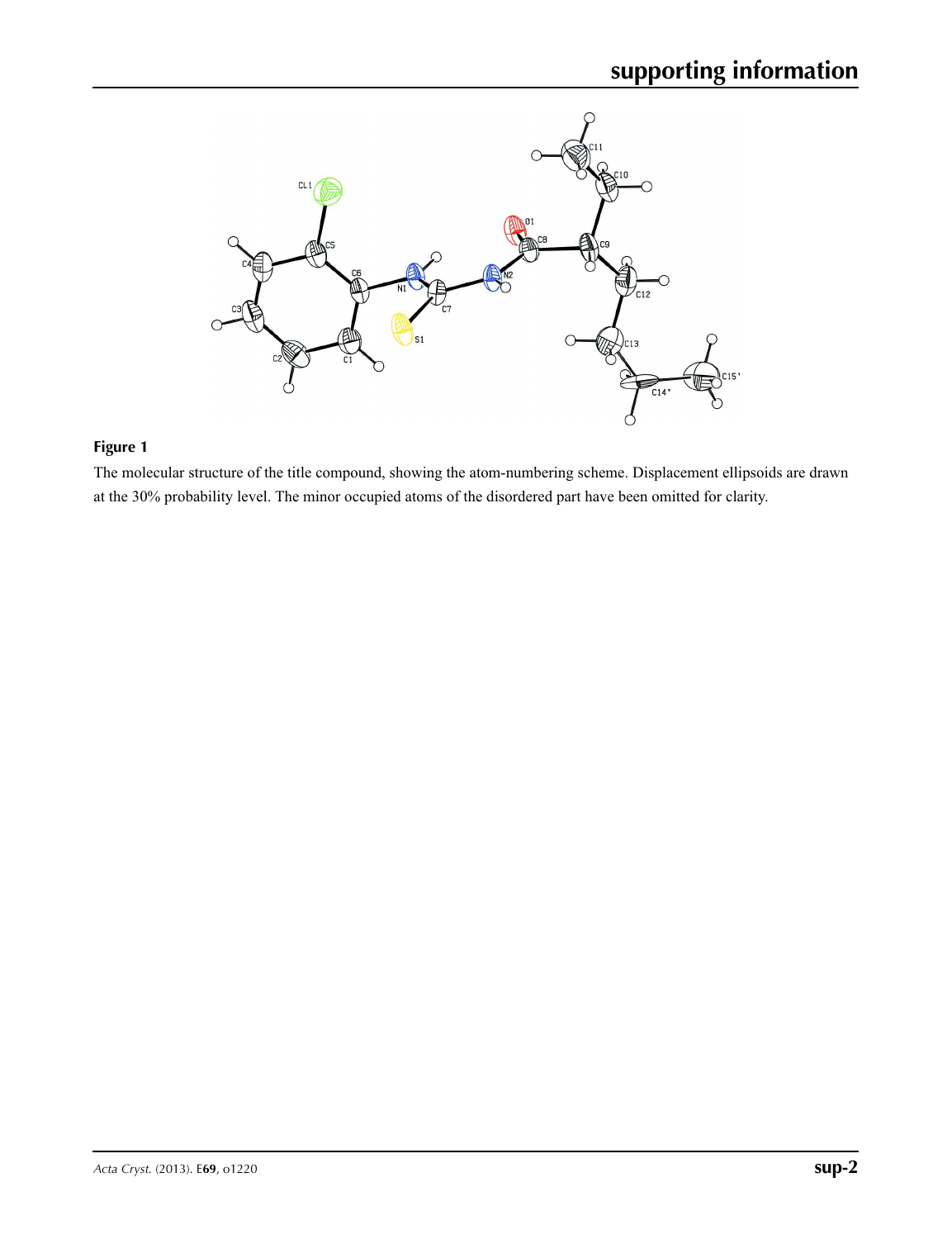**Figure 1**

The molecular structure of the title compound, showing the atom-numbering scheme. Displacement ellipsoids are drawn at the 30% probability level. The minor occupied atoms of the disordered part have been omitted for clarity.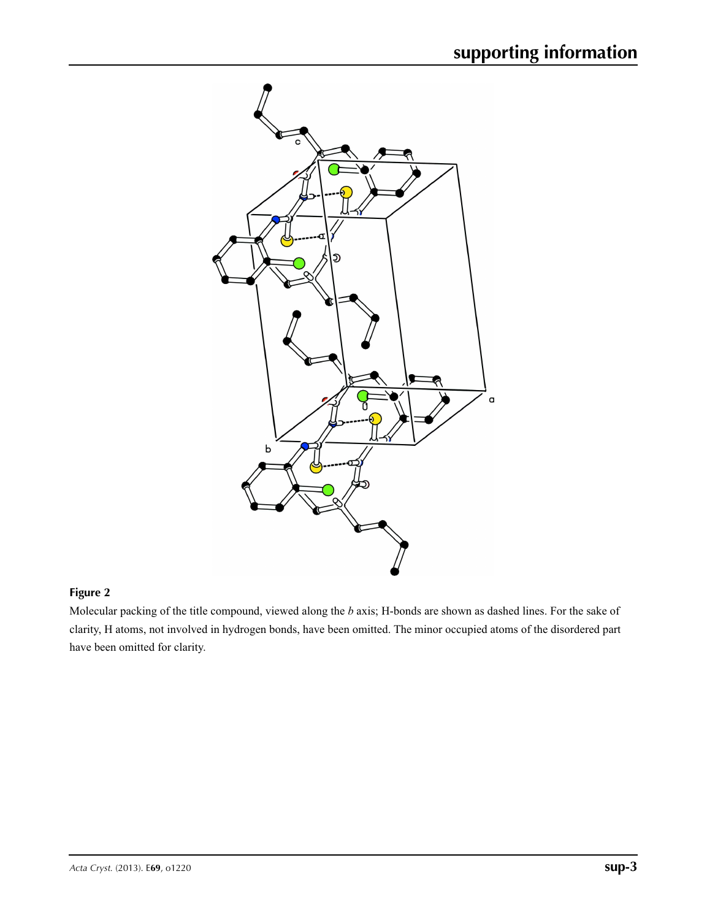**Figure 2**

Molecular packing of the title compound, viewed along the *b* axis; H-bonds are shown as dashed lines. For the sake of clarity, H atoms, not involved in hydrogen bonds, have been omitted. The minor occupied atoms of the disordered part have been omitted for clarity.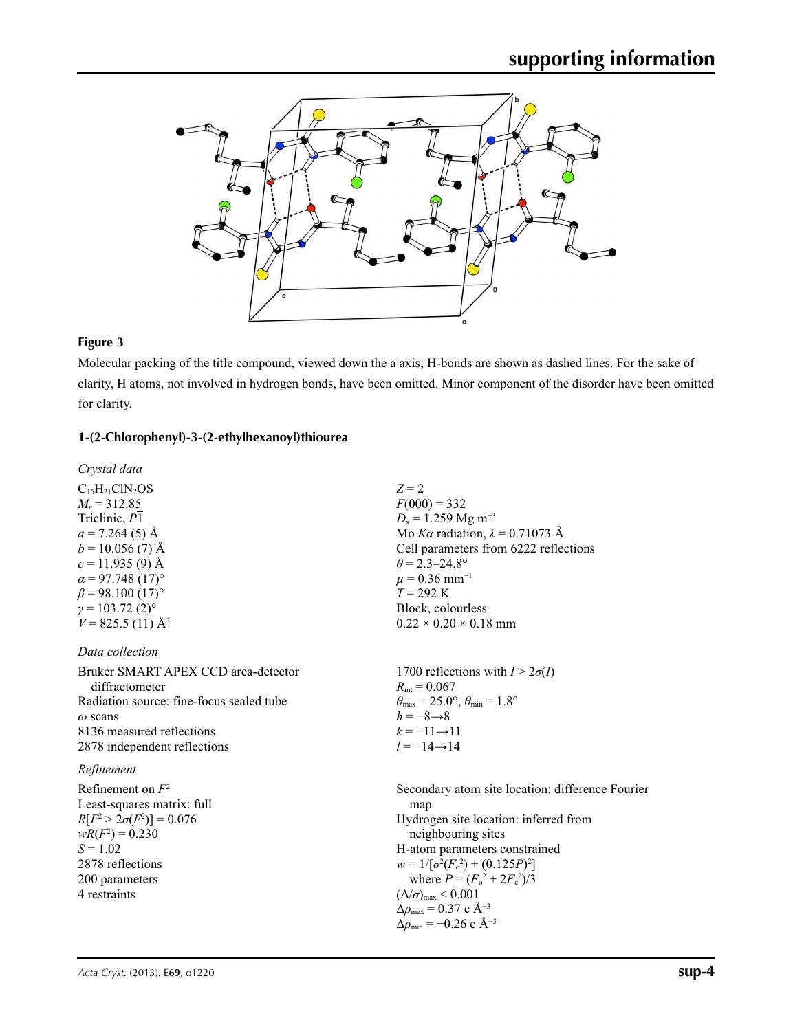**Figure 3**

Molecular packing of the title compound, viewed down the a axis; H-bonds are shown as dashed lines. For the sake of clarity, H atoms, not involved in hydrogen bonds, have been omitted. Minor component of the disorder have been omitted for clarity.

## 1-(2-Chlorophenyl)-3-(2-ethylhexanoyl)thiourea

### *Crystal data*

$C_{15}H_{21}ClN_2OS$
$M_r = 312.85$
Triclinic, $P\overline{1}$
$a = 7.264$ (5) Å
$b = 10.056$ (7) Å
$c = 11.935$ (9) Å
$\alpha = 97.748$ (17)°
$\beta = 98.100$ (17)°
$\gamma = 103.72$ (2)°
$V = 825.5$ (11) Å$^3$
$Z = 2$
$F(000) = 332$
$D_x = 1.259$ Mg m$^{-3}$
Mo $K\alpha$ radiation, $\lambda = 0.71073$ Å
Cell parameters from 6222 reflections
$\theta = 2.3$–24.8°
$\mu = 0.36$ mm$^{-1}$
$T = 292$ K
Block, colourless
0.22 × 0.20 × 0.18 mm

### *Data collection*

Bruker SMART APEX CCD area-detector diffractometer
Radiation source: fine-focus sealed tube
$\omega$ scans
8136 measured reflections
2878 independent reflections
1700 reflections with $I > 2\sigma(I)$
$R_{\text{int}} = 0.067$
$\theta_{\text{max}} = 25.0°$, $\theta_{\text{min}} = 1.8°$
$h = -8 \rightarrow 8$
$k = -11 \rightarrow 11$
$l = -14 \rightarrow 14$

### *Refinement*

Refinement on $F^2$
Least-squares matrix: full
$R[F^2 > 2\sigma(F^2)] = 0.076$
$wR(F^2) = 0.230$
$S = 1.02$
2878 reflections
200 parameters
4 restraints
Secondary atom site location: difference Fourier map
Hydrogen site location: inferred from neighbouring sites
H-atom parameters constrained
$w = 1/[\sigma^2(F_o^2) + (0.125P)^2]$
where $P = (F_o^2 + 2F_c^2)/3$
$(\Delta/\sigma)_{\text{max}} < 0.001$
$\Delta\rho_{\text{max}} = 0.37$ e Å$^{-3}$
$\Delta\rho_{\text{min}} = -0.26$ e Å$^{-3}$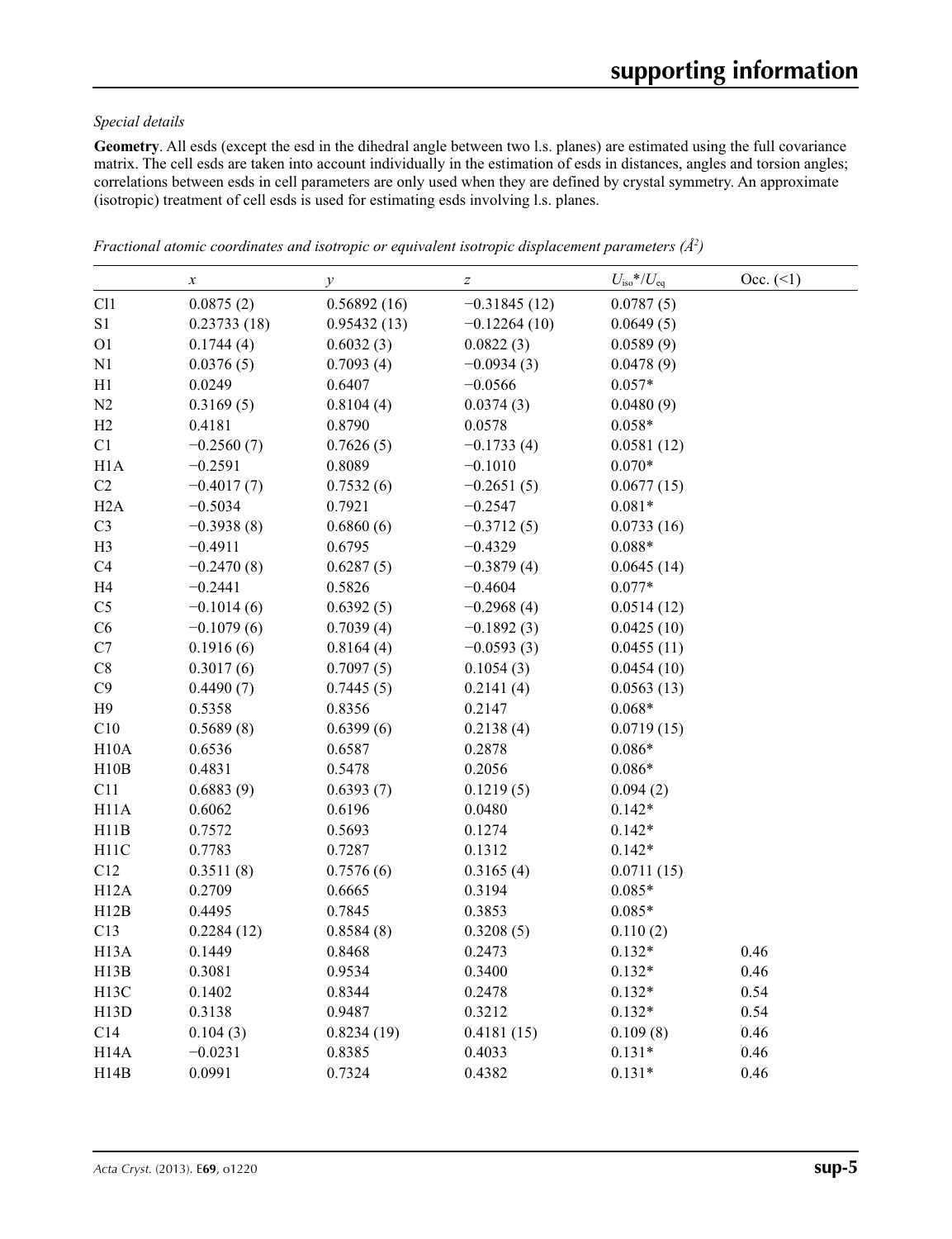*Special details*

**Geometry**. All esds (except the esd in the dihedral angle between two l.s. planes) are estimated using the full covariance matrix. The cell esds are taken into account individually in the estimation of esds in distances, angles and torsion angles; correlations between esds in cell parameters are only used when they are defined by crystal symmetry. An approximate (isotropic) treatment of cell esds is used for estimating esds involving l.s. planes.

*Fractional atomic coordinates and isotropic or equivalent isotropic displacement parameters ($Å^2$)*

| | $x$ | $y$ | $z$ | $U_{iso}$*/$U_{eq}$ | Occ. (<1) |
|---|---|---|---|---|---|
| Cl1 | 0.0875 (2) | 0.56892 (16) | −0.31845 (12) | 0.0787 (5) | |
| S1 | 0.23733 (18) | 0.95432 (13) | −0.12264 (10) | 0.0649 (5) | |
| O1 | 0.1744 (4) | 0.6032 (3) | 0.0822 (3) | 0.0589 (9) | |
| N1 | 0.0376 (5) | 0.7093 (4) | −0.0934 (3) | 0.0478 (9) | |
| H1 | 0.0249 | 0.6407 | −0.0566 | 0.057* | |
| N2 | 0.3169 (5) | 0.8104 (4) | 0.0374 (3) | 0.0480 (9) | |
| H2 | 0.4181 | 0.8790 | 0.0578 | 0.058* | |
| C1 | −0.2560 (7) | 0.7626 (5) | −0.1733 (4) | 0.0581 (12) | |
| H1A | −0.2591 | 0.8089 | −0.1010 | 0.070* | |
| C2 | −0.4017 (7) | 0.7532 (6) | −0.2651 (5) | 0.0677 (15) | |
| H2A | −0.5034 | 0.7921 | −0.2547 | 0.081* | |
| C3 | −0.3938 (8) | 0.6860 (6) | −0.3712 (5) | 0.0733 (16) | |
| H3 | −0.4911 | 0.6795 | −0.4329 | 0.088* | |
| C4 | −0.2470 (8) | 0.6287 (5) | −0.3879 (4) | 0.0645 (14) | |
| H4 | −0.2441 | 0.5826 | −0.4604 | 0.077* | |
| C5 | −0.1014 (6) | 0.6392 (5) | −0.2968 (4) | 0.0514 (12) | |
| C6 | −0.1079 (6) | 0.7039 (4) | −0.1892 (3) | 0.0425 (10) | |
| C7 | 0.1916 (6) | 0.8164 (4) | −0.0593 (3) | 0.0455 (11) | |
| C8 | 0.3017 (6) | 0.7097 (5) | 0.1054 (3) | 0.0454 (10) | |
| C9 | 0.4490 (7) | 0.7445 (5) | 0.2141 (4) | 0.0563 (13) | |
| H9 | 0.5358 | 0.8356 | 0.2147 | 0.068* | |
| C10 | 0.5689 (8) | 0.6399 (6) | 0.2138 (4) | 0.0719 (15) | |
| H10A | 0.6536 | 0.6587 | 0.2878 | 0.086* | |
| H10B | 0.4831 | 0.5478 | 0.2056 | 0.086* | |
| C11 | 0.6883 (9) | 0.6393 (7) | 0.1219 (5) | 0.094 (2) | |
| H11A | 0.6062 | 0.6196 | 0.0480 | 0.142* | |
| H11B | 0.7572 | 0.5693 | 0.1274 | 0.142* | |
| H11C | 0.7783 | 0.7287 | 0.1312 | 0.142* | |
| C12 | 0.3511 (8) | 0.7576 (6) | 0.3165 (4) | 0.0711 (15) | |
| H12A | 0.2709 | 0.6665 | 0.3194 | 0.085* | |
| H12B | 0.4495 | 0.7845 | 0.3853 | 0.085* | |
| C13 | 0.2284 (12) | 0.8584 (8) | 0.3208 (5) | 0.110 (2) | |
| H13A | 0.1449 | 0.8468 | 0.2473 | 0.132* | 0.46 |
| H13B | 0.3081 | 0.9534 | 0.3400 | 0.132* | 0.46 |
| H13C | 0.1402 | 0.8344 | 0.2478 | 0.132* | 0.54 |
| H13D | 0.3138 | 0.9487 | 0.3212 | 0.132* | 0.54 |
| C14 | 0.104 (3) | 0.8234 (19) | 0.4181 (15) | 0.109 (8) | 0.46 |
| H14A | −0.0231 | 0.8385 | 0.4033 | 0.131* | 0.46 |
| H14B | 0.0991 | 0.7324 | 0.4382 | 0.131* | 0.46 |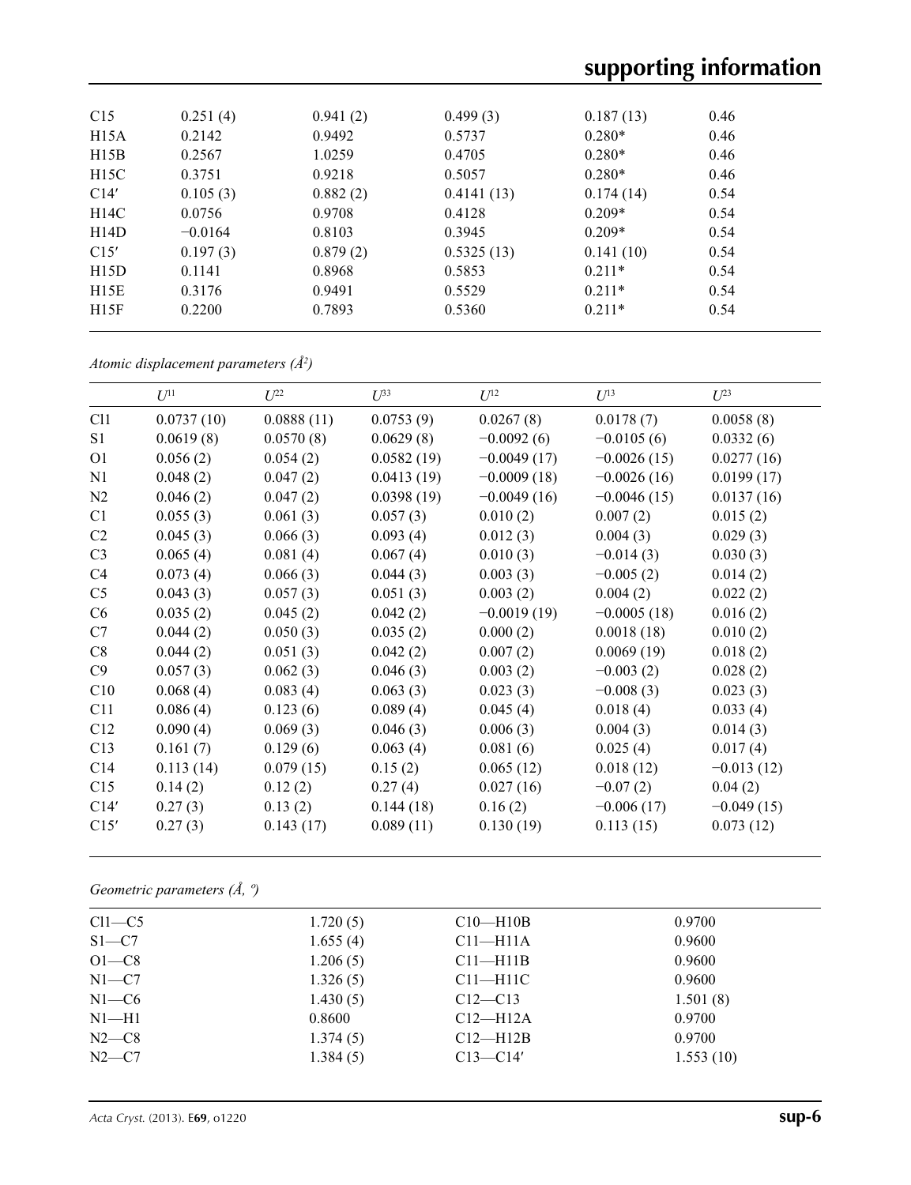| | | | | | |
|---|---|---|---|---|---|
| C15 | 0.251 (4) | 0.941 (2) | 0.499 (3) | 0.187 (13) | 0.46 |
| H15A | 0.2142 | 0.9492 | 0.5737 | 0.280* | 0.46 |
| H15B | 0.2567 | 1.0259 | 0.4705 | 0.280* | 0.46 |
| H15C | 0.3751 | 0.9218 | 0.5057 | 0.280* | 0.46 |
| C14′ | 0.105 (3) | 0.882 (2) | 0.4141 (13) | 0.174 (14) | 0.54 |
| H14C | 0.0756 | 0.9708 | 0.4128 | 0.209* | 0.54 |
| H14D | −0.0164 | 0.8103 | 0.3945 | 0.209* | 0.54 |
| C15′ | 0.197 (3) | 0.879 (2) | 0.5325 (13) | 0.141 (10) | 0.54 |
| H15D | 0.1141 | 0.8968 | 0.5853 | 0.211* | 0.54 |
| H15E | 0.3176 | 0.9491 | 0.5529 | 0.211* | 0.54 |
| H15F | 0.2200 | 0.7893 | 0.5360 | 0.211* | 0.54 |

*Atomic displacement parameters (Å²)*

| | $U^{11}$ | $U^{22}$ | $U^{33}$ | $U^{12}$ | $U^{13}$ | $U^{23}$ |
|---|---|---|---|---|---|---|
| Cl1 | 0.0737 (10) | 0.0888 (11) | 0.0753 (9) | 0.0267 (8) | 0.0178 (7) | 0.0058 (8) |
| S1 | 0.0619 (8) | 0.0570 (8) | 0.0629 (8) | −0.0092 (6) | −0.0105 (6) | 0.0332 (6) |
| O1 | 0.056 (2) | 0.054 (2) | 0.0582 (19) | −0.0049 (17) | −0.0026 (15) | 0.0277 (16) |
| N1 | 0.048 (2) | 0.047 (2) | 0.0413 (19) | −0.0009 (18) | −0.0026 (16) | 0.0199 (17) |
| N2 | 0.046 (2) | 0.047 (2) | 0.0398 (19) | −0.0049 (16) | −0.0046 (15) | 0.0137 (16) |
| C1 | 0.055 (3) | 0.061 (3) | 0.057 (3) | 0.010 (2) | 0.007 (2) | 0.015 (2) |
| C2 | 0.045 (3) | 0.066 (3) | 0.093 (4) | 0.012 (3) | 0.004 (3) | 0.029 (3) |
| C3 | 0.065 (4) | 0.081 (4) | 0.067 (4) | 0.010 (3) | −0.014 (3) | 0.030 (3) |
| C4 | 0.073 (4) | 0.066 (3) | 0.044 (3) | 0.003 (3) | −0.005 (2) | 0.014 (2) |
| C5 | 0.043 (3) | 0.057 (3) | 0.051 (3) | 0.003 (2) | 0.004 (2) | 0.022 (2) |
| C6 | 0.035 (2) | 0.045 (2) | 0.042 (2) | −0.0019 (19) | −0.0005 (18) | 0.016 (2) |
| C7 | 0.044 (2) | 0.050 (3) | 0.035 (2) | 0.000 (2) | 0.0018 (18) | 0.010 (2) |
| C8 | 0.044 (2) | 0.051 (3) | 0.042 (2) | 0.007 (2) | 0.0069 (19) | 0.018 (2) |
| C9 | 0.057 (3) | 0.062 (3) | 0.046 (3) | 0.003 (2) | −0.003 (2) | 0.028 (2) |
| C10 | 0.068 (4) | 0.083 (4) | 0.063 (3) | 0.023 (3) | −0.008 (3) | 0.023 (3) |
| C11 | 0.086 (4) | 0.123 (6) | 0.089 (4) | 0.045 (4) | 0.018 (4) | 0.033 (4) |
| C12 | 0.090 (4) | 0.069 (3) | 0.046 (3) | 0.006 (3) | 0.004 (3) | 0.014 (3) |
| C13 | 0.161 (7) | 0.129 (6) | 0.063 (4) | 0.081 (6) | 0.025 (4) | 0.017 (4) |
| C14 | 0.113 (14) | 0.079 (15) | 0.15 (2) | 0.065 (12) | 0.018 (12) | −0.013 (12) |
| C15 | 0.14 (2) | 0.12 (2) | 0.27 (4) | 0.027 (16) | −0.07 (2) | 0.04 (2) |
| C14′ | 0.27 (3) | 0.13 (2) | 0.144 (18) | 0.16 (2) | −0.006 (17) | −0.049 (15) |
| C15′ | 0.27 (3) | 0.143 (17) | 0.089 (11) | 0.130 (19) | 0.113 (15) | 0.073 (12) |

*Geometric parameters (Å, º)*

| | | | |
|---|---|---|---|
| Cl1—C5 | 1.720 (5) | C10—H10B | 0.9700 |
| S1—C7 | 1.655 (4) | C11—H11A | 0.9600 |
| O1—C8 | 1.206 (5) | C11—H11B | 0.9600 |
| N1—C7 | 1.326 (5) | C11—H11C | 0.9600 |
| N1—C6 | 1.430 (5) | C12—C13 | 1.501 (8) |
| N1—H1 | 0.8600 | C12—H12A | 0.9700 |
| N2—C8 | 1.374 (5) | C12—H12B | 0.9700 |
| N2—C7 | 1.384 (5) | C13—C14′ | 1.553 (10) |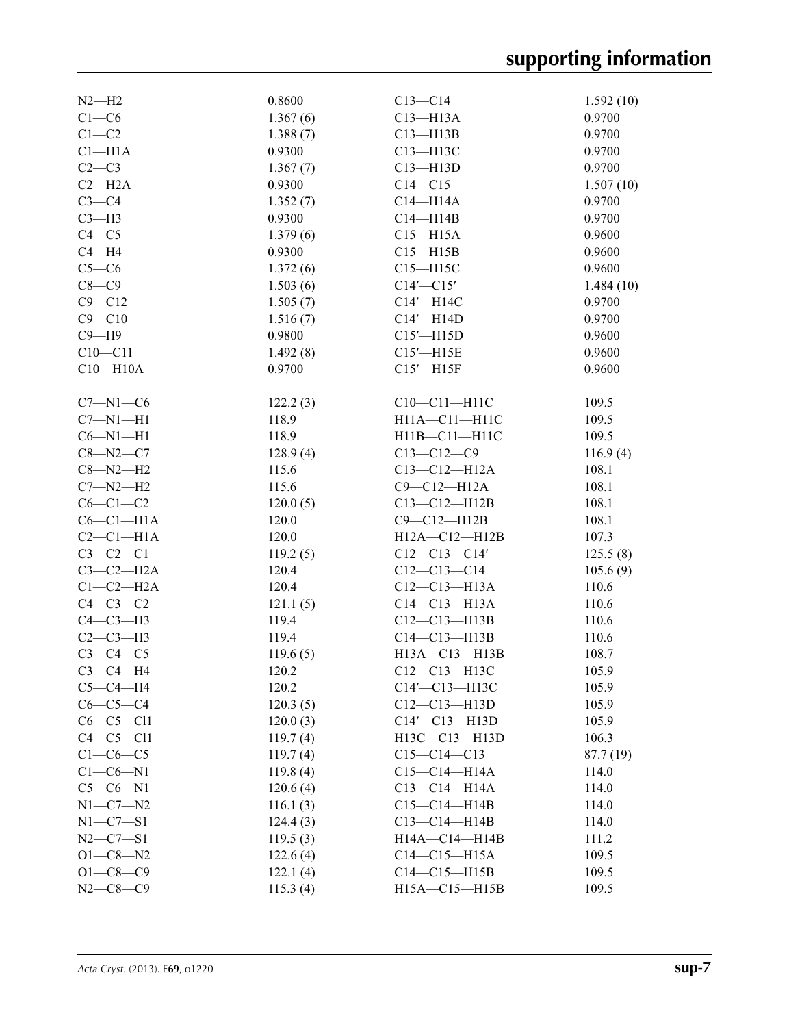| | | | |
|---|---|---|---|
| N2—H2 | 0.8600 | C13—C14 | 1.592 (10) |
| C1—C6 | 1.367 (6) | C13—H13A | 0.9700 |
| C1—C2 | 1.388 (7) | C13—H13B | 0.9700 |
| C1—H1A | 0.9300 | C13—H13C | 0.9700 |
| C2—C3 | 1.367 (7) | C13—H13D | 0.9700 |
| C2—H2A | 0.9300 | C14—C15 | 1.507 (10) |
| C3—C4 | 1.352 (7) | C14—H14A | 0.9700 |
| C3—H3 | 0.9300 | C14—H14B | 0.9700 |
| C4—C5 | 1.379 (6) | C15—H15A | 0.9600 |
| C4—H4 | 0.9300 | C15—H15B | 0.9600 |
| C5—C6 | 1.372 (6) | C15—H15C | 0.9600 |
| C8—C9 | 1.503 (6) | C14′—C15′ | 1.484 (10) |
| C9—C12 | 1.505 (7) | C14′—H14C | 0.9700 |
| C9—C10 | 1.516 (7) | C14′—H14D | 0.9700 |
| C9—H9 | 0.9800 | C15′—H15D | 0.9600 |
| C10—C11 | 1.492 (8) | C15′—H15E | 0.9600 |
| C10—H10A | 0.9700 | C15′—H15F | 0.9600 |

| | | | |
|---|---|---|---|
| C7—N1—C6 | 122.2 (3) | C10—C11—H11C | 109.5 |
| C7—N1—H1 | 118.9 | H11A—C11—H11C | 109.5 |
| C6—N1—H1 | 118.9 | H11B—C11—H11C | 109.5 |
| C8—N2—C7 | 128.9 (4) | C13—C12—C9 | 116.9 (4) |
| C8—N2—H2 | 115.6 | C13—C12—H12A | 108.1 |
| C7—N2—H2 | 115.6 | C9—C12—H12A | 108.1 |
| C6—C1—C2 | 120.0 (5) | C13—C12—H12B | 108.1 |
| C6—C1—H1A | 120.0 | C9—C12—H12B | 108.1 |
| C2—C1—H1A | 120.0 | H12A—C12—H12B | 107.3 |
| C3—C2—C1 | 119.2 (5) | C12—C13—C14′ | 125.5 (8) |
| C3—C2—H2A | 120.4 | C12—C13—C14 | 105.6 (9) |
| C1—C2—H2A | 120.4 | C12—C13—H13A | 110.6 |
| C4—C3—C2 | 121.1 (5) | C14—C13—H13A | 110.6 |
| C4—C3—H3 | 119.4 | C12—C13—H13B | 110.6 |
| C2—C3—H3 | 119.4 | C14—C13—H13B | 110.6 |
| C3—C4—C5 | 119.6 (5) | H13A—C13—H13B | 108.7 |
| C3—C4—H4 | 120.2 | C12—C13—H13C | 105.9 |
| C5—C4—H4 | 120.2 | C14′—C13—H13C | 105.9 |
| C6—C5—C4 | 120.3 (5) | C12—C13—H13D | 105.9 |
| C6—C5—Cl1 | 120.0 (3) | C14′—C13—H13D | 105.9 |
| C4—C5—Cl1 | 119.7 (4) | H13C—C13—H13D | 106.3 |
| C1—C6—C5 | 119.7 (4) | C15—C14—C13 | 87.7 (19) |
| C1—C6—N1 | 119.8 (4) | C15—C14—H14A | 114.0 |
| C5—C6—N1 | 120.6 (4) | C13—C14—H14A | 114.0 |
| N1—C7—N2 | 116.1 (3) | C15—C14—H14B | 114.0 |
| N1—C7—S1 | 124.4 (3) | C13—C14—H14B | 114.0 |
| N2—C7—S1 | 119.5 (3) | H14A—C14—H14B | 111.2 |
| O1—C8—N2 | 122.6 (4) | C14—C15—H15A | 109.5 |
| O1—C8—C9 | 122.1 (4) | C14—C15—H15B | 109.5 |
| N2—C8—C9 | 115.3 (4) | H15A—C15—H15B | 109.5 |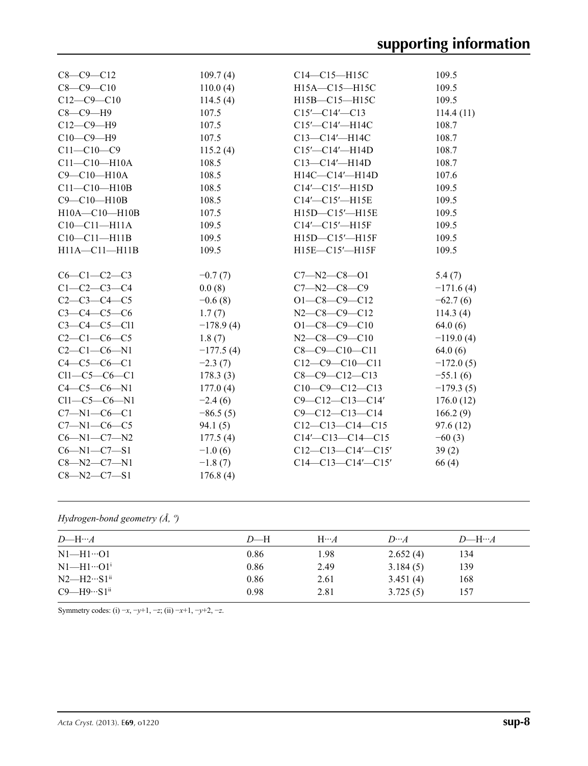| | | | |
|---|---|---|---|
| C8—C9—C12 | 109.7 (4) | C14—C15—H15C | 109.5 |
| C8—C9—C10 | 110.0 (4) | H15A—C15—H15C | 109.5 |
| C12—C9—C10 | 114.5 (4) | H15B—C15—H15C | 109.5 |
| C8—C9—H9 | 107.5 | C15′—C14′—C13 | 114.4 (11) |
| C12—C9—H9 | 107.5 | C15′—C14′—H14C | 108.7 |
| C10—C9—H9 | 107.5 | C13—C14′—H14C | 108.7 |
| C11—C10—C9 | 115.2 (4) | C15′—C14′—H14D | 108.7 |
| C11—C10—H10A | 108.5 | C13—C14′—H14D | 108.7 |
| C9—C10—H10A | 108.5 | H14C—C14′—H14D | 107.6 |
| C11—C10—H10B | 108.5 | C14′—C15′—H15D | 109.5 |
| C9—C10—H10B | 108.5 | C14′—C15′—H15E | 109.5 |
| H10A—C10—H10B | 107.5 | H15D—C15′—H15E | 109.5 |
| C10—C11—H11A | 109.5 | C14′—C15′—H15F | 109.5 |
| C10—C11—H11B | 109.5 | H15D—C15′—H15F | 109.5 |
| H11A—C11—H11B | 109.5 | H15E—C15′—H15F | 109.5 |

| | | | |
|---|---|---|---|
| C6—C1—C2—C3 | −0.7 (7) | C7—N2—C8—O1 | 5.4 (7) |
| C1—C2—C3—C4 | 0.0 (8) | C7—N2—C8—C9 | −171.6 (4) |
| C2—C3—C4—C5 | −0.6 (8) | O1—C8—C9—C12 | −62.7 (6) |
| C3—C4—C5—C6 | 1.7 (7) | N2—C8—C9—C12 | 114.3 (4) |
| C3—C4—C5—Cl1 | −178.9 (4) | O1—C8—C9—C10 | 64.0 (6) |
| C2—C1—C6—C5 | 1.8 (7) | N2—C8—C9—C10 | −119.0 (4) |
| C2—C1—C6—N1 | −177.5 (4) | C8—C9—C10—C11 | 64.0 (6) |
| C4—C5—C6—C1 | −2.3 (7) | C12—C9—C10—C11 | −172.0 (5) |
| Cl1—C5—C6—C1 | 178.3 (3) | C8—C9—C12—C13 | −55.1 (6) |
| C4—C5—C6—N1 | 177.0 (4) | C10—C9—C12—C13 | −179.3 (5) |
| Cl1—C5—C6—N1 | −2.4 (6) | C9—C12—C13—C14′ | 176.0 (12) |
| C7—N1—C6—C1 | −86.5 (5) | C9—C12—C13—C14 | 166.2 (9) |
| C7—N1—C6—C5 | 94.1 (5) | C12—C13—C14—C15 | 97.6 (12) |
| C6—N1—C7—N2 | 177.5 (4) | C14′—C13—C14—C15 | −60 (3) |
| C6—N1—C7—S1 | −1.0 (6) | C12—C13—C14′—C15′ | 39 (2) |
| C8—N2—C7—N1 | −1.8 (7) | C14—C13—C14′—C15′ | 66 (4) |
| C8—N2—C7—S1 | 176.8 (4) | | |

*Hydrogen-bond geometry (Å, º)*

| *D*—H···*A* | *D*—H | H···*A* | *D*···*A* | *D*—H···*A* |
|---|---|---|---|---|
| N1—H1···O1 | 0.86 | 1.98 | 2.652 (4) | 134 |
| N1—H1···O1[i] | 0.86 | 2.49 | 3.184 (5) | 139 |
| N2—H2···S1[ii] | 0.86 | 2.61 | 3.451 (4) | 168 |
| C9—H9···S1[ii] | 0.98 | 2.81 | 3.725 (5) | 157 |

Symmetry codes: (i) −*x*, −*y*+1, −*z*; (ii) −*x*+1, −*y*+2, −*z*.